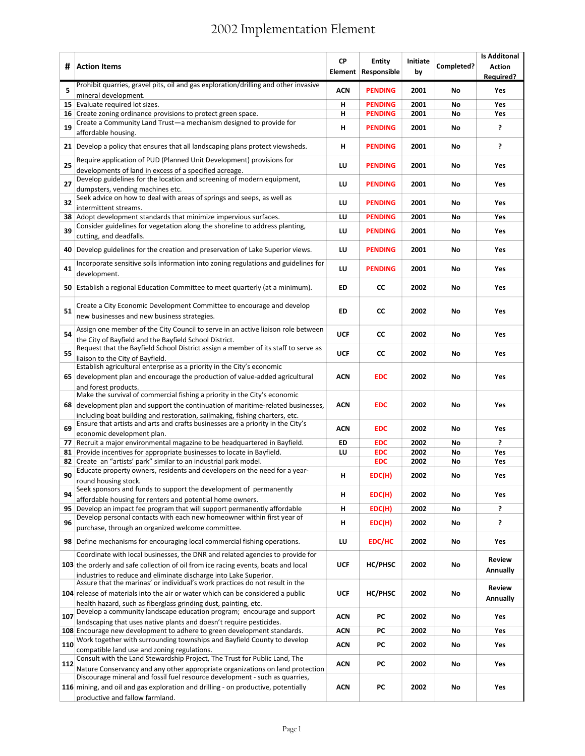# 2002 Implementation Element

| # | Action Items | CP Element | Entity Responsible | Initiate by | Completed? | Is Additonal Action Required? |
|---|---|---|---|---|---|---|
| 5 | Prohibit quarries, gravel pits, oil and gas exploration/drilling and other invasive mineral development. | ACN | PENDING | 2001 | No | Yes |
| 15 | Evaluate required lot sizes. | H | PENDING | 2001 | No | Yes |
| 16 | Create zoning ordinance provisions to protect green space. | H | PENDING | 2001 | No | Yes |
| 19 | Create a Community Land Trust—a mechanism designed to provide for affordable housing. | H | PENDING | 2001 | No | ? |
| 21 | Develop a policy that ensures that all landscaping plans protect viewsheds. | H | PENDING | 2001 | No | ? |
| 25 | Require application of PUD (Planned Unit Development) provisions for developments of land in excess of a specified acreage. | LU | PENDING | 2001 | No | Yes |
| 27 | Develop guidelines for the location and screening of modern equipment, dumpsters, vending machines etc. | LU | PENDING | 2001 | No | Yes |
| 32 | Seek advice on how to deal with areas of springs and seeps, as well as intermittent streams. | LU | PENDING | 2001 | No | Yes |
| 38 | Adopt development standards that minimize impervious surfaces. | LU | PENDING | 2001 | No | Yes |
| 39 | Consider guidelines for vegetation along the shoreline to address planting, cutting, and deadfalls. | LU | PENDING | 2001 | No | Yes |
| 40 | Develop guidelines for the creation and preservation of Lake Superior views. | LU | PENDING | 2001 | No | Yes |
| 41 | Incorporate sensitive soils information into zoning regulations and guidelines for development. | LU | PENDING | 2001 | No | Yes |
| 50 | Establish a regional Education Committee to meet quarterly (at a minimum). | ED | CC | 2002 | No | Yes |
| 51 | Create a City Economic Development Committee to encourage and develop new businesses and new business strategies. | ED | CC | 2002 | No | Yes |
| 54 | Assign one member of the City Council to serve in an active liaison role between the City of Bayfield and the Bayfield School District. | UCF | CC | 2002 | No | Yes |
| 55 | Request that the Bayfield School District assign a member of its staff to serve as liaison to the City of Bayfield. | UCF | CC | 2002 | No | Yes |
| 65 | Establish agricultural enterprise as a priority in the City's economic development plan and encourage the production of value-added agricultural and forest products. | ACN | EDC | 2002 | No | Yes |
| 68 | Make the survival of commercial fishing a priority in the City's economic development plan and support the continuation of maritime-related businesses, including boat building and restoration, sailmaking, fishing charters, etc. | ACN | EDC | 2002 | No | Yes |
| 69 | Ensure that artists and arts and crafts businesses are a priority in the City's economic development plan. | ACN | EDC | 2002 | No | Yes |
| 77 | Recruit a major environmental magazine to be headquartered in Bayfield. | ED | EDC | 2002 | No | ? |
| 81 | Provide incentives for appropriate businesses to locate in Bayfield. | LU | EDC | 2002 | No | Yes |
| 82 | Create an "artists' park" similar to an industrial park model. | | EDC | 2002 | No | Yes |
| 90 | Educate property owners, residents and developers on the need for a year-round housing stock. | H | EDC(H) | 2002 | No | Yes |
| 94 | Seek sponsors and funds to support the development of permanently affordable housing for renters and potential home owners. | H | EDC(H) | 2002 | No | Yes |
| 95 | Develop an impact fee program that will support permanently affordable | H | EDC(H) | 2002 | No | ? |
| 96 | Develop personal contacts with each new homeowner within first year of purchase, through an organized welcome committee. | H | EDC(H) | 2002 | No | ? |
| 98 | Define mechanisms for encouraging local commercial fishing operations. | LU | EDC/HC | 2002 | No | Yes |
| 103 | Coordinate with local businesses, the DNR and related agencies to provide for the orderly and safe collection of oil from ice racing events, boats and local industries to reduce and eliminate discharge into Lake Superior. | UCF | HC/PHSC | 2002 | No | Review Annually |
| 104 | Assure that the marinas' or individual's work practices do not result in the release of materials into the air or water which can be considered a public health hazard, such as fiberglass grinding dust, painting, etc. | UCF | HC/PHSC | 2002 | No | Review Annually |
| 107 | Develop a community landscape education program; encourage and support landscaping that uses native plants and doesn't require pesticides. | ACN | PC | 2002 | No | Yes |
| 108 | Encourage new development to adhere to green development standards. | ACN | PC | 2002 | No | Yes |
| 110 | Work together with surrounding townships and Bayfield County to develop compatible land use and zoning regulations. | ACN | PC | 2002 | No | Yes |
| 112 | Consult with the Land Stewardship Project, The Trust for Public Land, The Nature Conservancy and any other appropriate organizations on land protection | ACN | PC | 2002 | No | Yes |
| 116 | Discourage mineral and fossil fuel resource development - such as quarries, mining, and oil and gas exploration and drilling - on productive, potentially productive and fallow farmland. | ACN | PC | 2002 | No | Yes |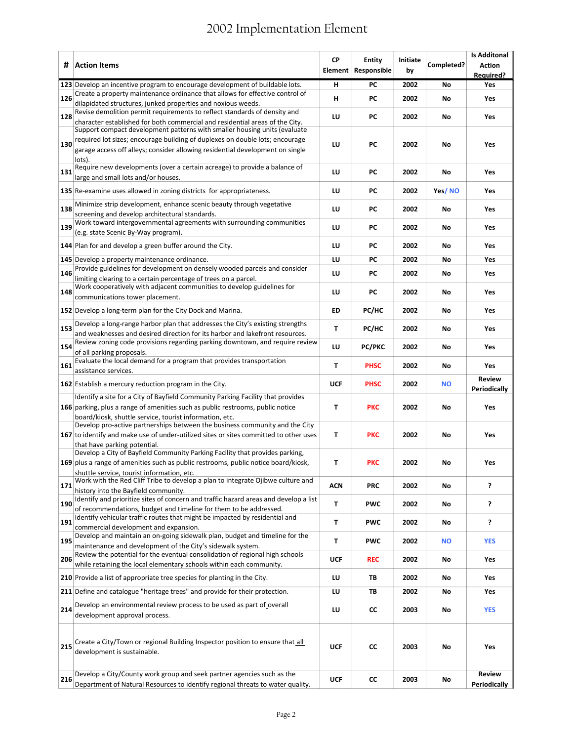# 2002 Implementation Element

| # | Action Items | CP Element | Entity Responsible | Initiate by | Completed? | Is Additonal Action Required? |
|---|---|---|---|---|---|---|
| 123 | Develop an incentive program to encourage development of buildable lots. | H | PC | 2002 | No | Yes |
| 126 | Create a property maintenance ordinance that allows for effective control of dilapidated structures, junked properties and noxious weeds. | H | PC | 2002 | No | Yes |
| 128 | Revise demolition permit requirements to reflect standards of density and character established for both commercial and residential areas of the City. | LU | PC | 2002 | No | Yes |
| 130 | Support compact development patterns with smaller housing units (evaluate required lot sizes; encourage building of duplexes on double lots; encourage garage access off alleys; consider allowing residential development on single lots). | LU | PC | 2002 | No | Yes |
| 131 | Require new developments (over a certain acreage) to provide a balance of large and small lots and/or houses. | LU | PC | 2002 | No | Yes |
| 135 | Re-examine uses allowed in zoning districts for appropriateness. | LU | PC | 2002 | Yes/ NO | Yes |
| 138 | Minimize strip development, enhance scenic beauty through vegetative screening and develop architectural standards. | LU | PC | 2002 | No | Yes |
| 139 | Work toward intergovernmental agreements with surrounding communities (e.g. state Scenic By-Way program). | LU | PC | 2002 | No | Yes |
| 144 | Plan for and develop a green buffer around the City. | LU | PC | 2002 | No | Yes |
| 145 | Develop a property maintenance ordinance. | LU | PC | 2002 | No | Yes |
| 146 | Provide guidelines for development on densely wooded parcels and consider limiting clearing to a certain percentage of trees on a parcel. | LU | PC | 2002 | No | Yes |
| 148 | Work cooperatively with adjacent communities to develop guidelines for communications tower placement. | LU | PC | 2002 | No | Yes |
| 152 | Develop a long-term plan for the City Dock and Marina. | ED | PC/HC | 2002 | No | Yes |
| 153 | Develop a long-range harbor plan that addresses the City's existing strengths and weaknesses and desired direction for its harbor and lakefront resources. | T | PC/HC | 2002 | No | Yes |
| 154 | Review zoning code provisions regarding parking downtown, and require review of all parking proposals. | LU | PC/PKC | 2002 | No | Yes |
| 161 | Evaluate the local demand for a program that provides transportation assistance services. | T | PHSC | 2002 | No | Yes |
| 162 | Establish a mercury reduction program in the City. | UCF | PHSC | 2002 | NO | Review Periodically |
| 166 | Identify a site for a City of Bayfield Community Parking Facility that provides parking, plus a range of amenities such as public restrooms, public notice board/kiosk, shuttle service, tourist information, etc. | T | PKC | 2002 | No | Yes |
| 167 | Develop pro-active partnerships between the business community and the City to identify and make use of under-utilized sites or sites committed to other uses that have parking potential. | T | PKC | 2002 | No | Yes |
| 169 | Develop a City of Bayfield Community Parking Facility that provides parking, plus a range of amenities such as public restrooms, public notice board/kiosk, shuttle service, tourist information, etc. | T | PKC | 2002 | No | Yes |
| 171 | Work with the Red Cliff Tribe to develop a plan to integrate Ojibwe culture and history into the Bayfield community. | ACN | PRC | 2002 | No | ? |
| 190 | Identify and prioritize sites of concern and traffic hazard areas and develop a list of recommendations, budget and timeline for them to be addressed. | T | PWC | 2002 | No | ? |
| 191 | Identify vehicular traffic routes that might be impacted by residential and commercial development and expansion. | T | PWC | 2002 | No | ? |
| 195 | Develop and maintain an on-going sidewalk plan, budget and timeline for the maintenance and development of the City's sidewalk system. | T | PWC | 2002 | NO | YES |
| 206 | Review the potential for the eventual consolidation of regional high schools while retaining the local elementary schools within each community. | UCF | REC | 2002 | No | Yes |
| 210 | Provide a list of appropriate tree species for planting in the City. | LU | TB | 2002 | No | Yes |
| 211 | Define and catalogue "heritage trees" and provide for their protection. | LU | TB | 2002 | No | Yes |
| 214 | Develop an environmental review process to be used as part of overall development approval process. | LU | CC | 2003 | No | YES |
| 215 | Create a City/Town or regional Building Inspector position to ensure that all development is sustainable. | UCF | CC | 2003 | No | Yes |
| 216 | Develop a City/County work group and seek partner agencies such as the Department of Natural Resources to identify regional threats to water quality. | UCF | CC | 2003 | No | Review Periodically |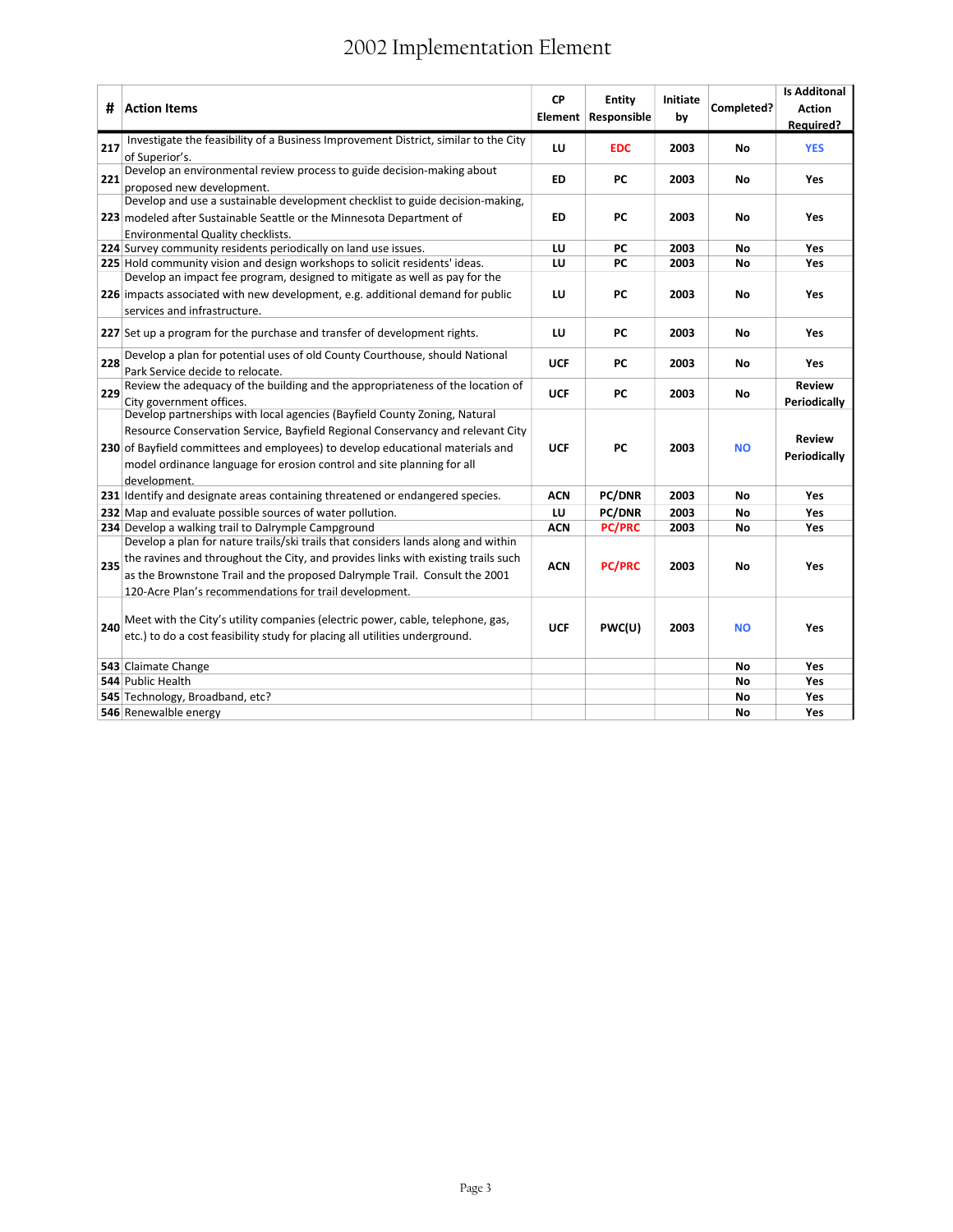# 2002 Implementation Element

| # | Action Items | CP Element | Entity Responsible | Initiate by | Completed? | Is Additonal Action Required? |
|---|---|---|---|---|---|---|
| 217 | Investigate the feasibility of a Business Improvement District, similar to the City of Superior's. | LU | EDC | 2003 | No | YES |
| 221 | Develop an environmental review process to guide decision-making about proposed new development. | ED | PC | 2003 | No | Yes |
| 223 | Develop and use a sustainable development checklist to guide decision-making, modeled after Sustainable Seattle or the Minnesota Department of Environmental Quality checklists. | ED | PC | 2003 | No | Yes |
| 224 | Survey community residents periodically on land use issues. | LU | PC | 2003 | No | Yes |
| 225 | Hold community vision and design workshops to solicit residents' ideas. | LU | PC | 2003 | No | Yes |
| 226 | Develop an impact fee program, designed to mitigate as well as pay for the impacts associated with new development, e.g. additional demand for public services and infrastructure. | LU | PC | 2003 | No | Yes |
| 227 | Set up a program for the purchase and transfer of development rights. | LU | PC | 2003 | No | Yes |
| 228 | Develop a plan for potential uses of old County Courthouse, should National Park Service decide to relocate. | UCF | PC | 2003 | No | Yes |
| 229 | Review the adequacy of the building and the appropriateness of the location of City government offices. | UCF | PC | 2003 | No | Review Periodically |
| 230 | Develop partnerships with local agencies (Bayfield County Zoning, Natural Resource Conservation Service, Bayfield Regional Conservancy and relevant City of Bayfield committees and employees) to develop educational materials and model ordinance language for erosion control and site planning for all development. | UCF | PC | 2003 | NO | Review Periodically |
| 231 | Identify and designate areas containing threatened or endangered species. | ACN | PC/DNR | 2003 | No | Yes |
| 232 | Map and evaluate possible sources of water pollution. | LU | PC/DNR | 2003 | No | Yes |
| 234 | Develop a walking trail to Dalrymple Campground | ACN | PC/PRC | 2003 | No | Yes |
| 235 | Develop a plan for nature trails/ski trails that considers lands along and within the ravines and throughout the City, and provides links with existing trails such as the Brownstone Trail and the proposed Dalrymple Trail. Consult the 2001 120-Acre Plan's recommendations for trail development. | ACN | PC/PRC | 2003 | No | Yes |
| 240 | Meet with the City's utility companies (electric power, cable, telephone, gas, etc.) to do a cost feasibility study for placing all utilities underground. | UCF | PWC(U) | 2003 | NO | Yes |
| 543 | Claimate Change | | | | No | Yes |
| 544 | Public Health | | | | No | Yes |
| 545 | Technology, Broadband, etc? | | | | No | Yes |
| 546 | Renewalble energy | | | | No | Yes |